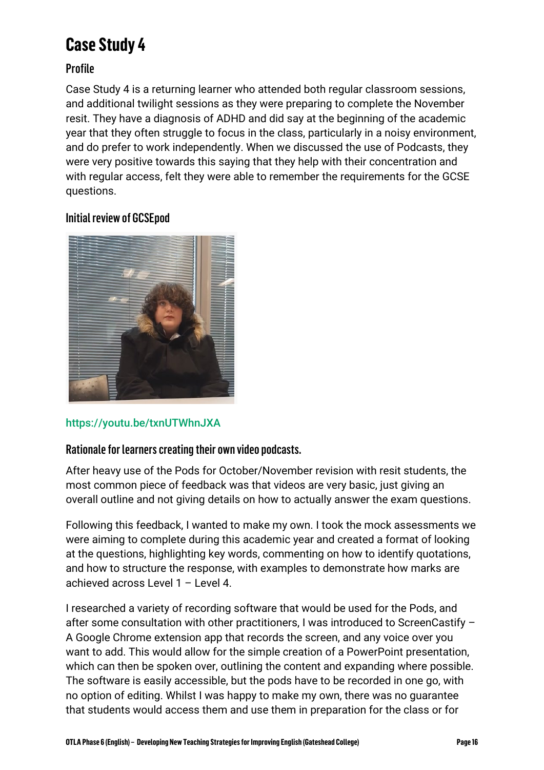# Case Study 4

## Profile

Case Study 4 is a returning learner who attended both regular classroom sessions, and additional twilight sessions as they were preparing to complete the November resit. They have a diagnosis of ADHD and did say at the beginning of the academic year that they often struggle to focus in the class, particularly in a noisy environment, and do prefer to work independently. When we discussed the use of Podcasts, they were very positive towards this saying that they help with their concentration and with regular access, felt they were able to remember the requirements for the GCSE questions.

## Initial review of GCSEpod

https://youtu.be/txnUTWhnJXA

## Rationale for learners creating their own video podcasts.

After heavy use of the Pods for October/November revision with resit students, the most common piece of feedback was that videos are very basic, just giving an overall outline and not giving details on how to actually answer the exam questions.

Following this feedback, I wanted to make my own. I took the mock assessments we were aiming to complete during this academic year and created a format of looking at the questions, highlighting key words, commenting on how to identify quotations, and how to structure the response, with examples to demonstrate how marks are achieved across Level 1 – Level 4.

I researched a variety of recording software that would be used for the Pods, and after some consultation with other practitioners, I was introduced to ScreenCastify – A Google Chrome extension app that records the screen, and any voice over you want to add. This would allow for the simple creation of a PowerPoint presentation, which can then be spoken over, outlining the content and expanding where possible. The software is easily accessible, but the pods have to be recorded in one go, with no option of editing. Whilst I was happy to make my own, there was no guarantee that students would access them and use them in preparation for the class or for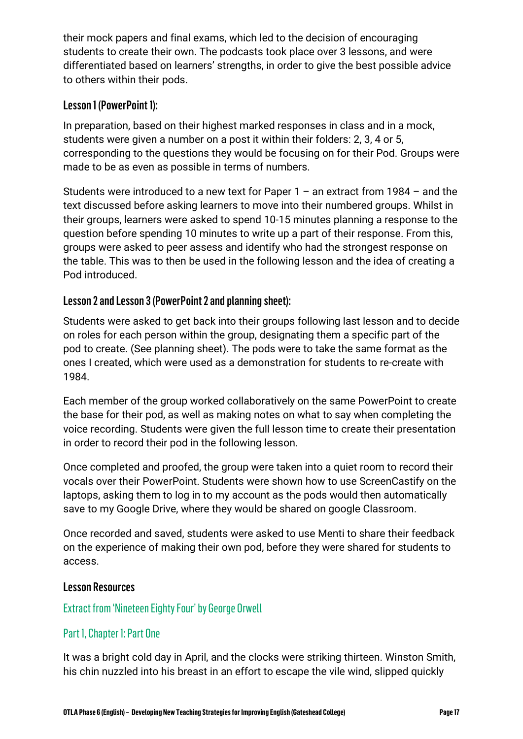their mock papers and final exams, which led to the decision of encouraging students to create their own. The podcasts took place over 3 lessons, and were differentiated based on learners' strengths, in order to give the best possible advice to others within their pods.

### Lesson 1 (PowerPoint 1):

In preparation, based on their highest marked responses in class and in a mock, students were given a number on a post it within their folders: 2, 3, 4 or 5, corresponding to the questions they would be focusing on for their Pod. Groups were made to be as even as possible in terms of numbers.

Students were introduced to a new text for Paper 1 – an extract from 1984 – and the text discussed before asking learners to move into their numbered groups. Whilst in their groups, learners were asked to spend 10-15 minutes planning a response to the question before spending 10 minutes to write up a part of their response. From this, groups were asked to peer assess and identify who had the strongest response on the table. This was to then be used in the following lesson and the idea of creating a Pod introduced.

### Lesson 2 and Lesson 3 (PowerPoint 2 and planning sheet):

Students were asked to get back into their groups following last lesson and to decide on roles for each person within the group, designating them a specific part of the pod to create. (See planning sheet). The pods were to take the same format as the ones I created, which were used as a demonstration for students to re-create with 1984.

Each member of the group worked collaboratively on the same PowerPoint to create the base for their pod, as well as making notes on what to say when completing the voice recording. Students were given the full lesson time to create their presentation in order to record their pod in the following lesson.

Once completed and proofed, the group were taken into a quiet room to record their vocals over their PowerPoint. Students were shown how to use ScreenCastify on the laptops, asking them to log in to my account as the pods would then automatically save to my Google Drive, where they would be shared on google Classroom.

Once recorded and saved, students were asked to use Menti to share their feedback on the experience of making their own pod, before they were shared for students to access.

### Lesson Resources

#### Extract from 'Nineteen Eighty Four' by George Orwell

#### Part 1, Chapter 1: Part One

It was a bright cold day in April, and the clocks were striking thirteen. Winston Smith, his chin nuzzled into his breast in an effort to escape the vile wind, slipped quickly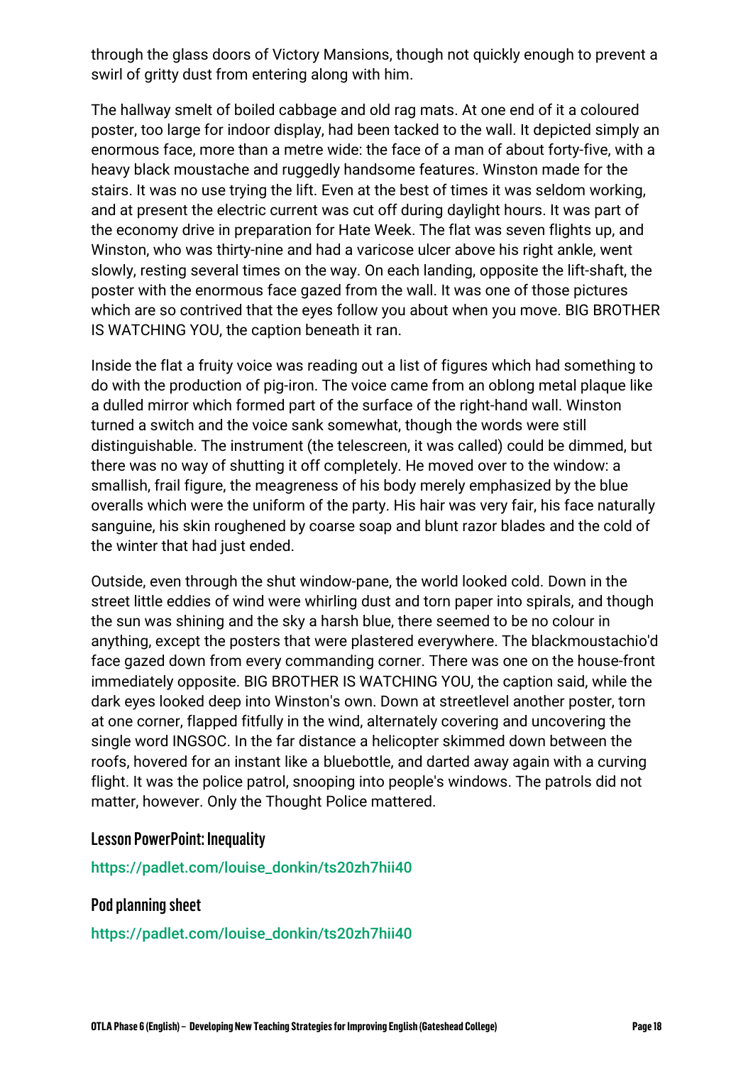through the glass doors of Victory Mansions, though not quickly enough to prevent a swirl of gritty dust from entering along with him.

The hallway smelt of boiled cabbage and old rag mats. At one end of it a coloured poster, too large for indoor display, had been tacked to the wall. It depicted simply an enormous face, more than a metre wide: the face of a man of about forty-five, with a heavy black moustache and ruggedly handsome features. Winston made for the stairs. It was no use trying the lift. Even at the best of times it was seldom working, and at present the electric current was cut off during daylight hours. It was part of the economy drive in preparation for Hate Week. The flat was seven flights up, and Winston, who was thirty-nine and had a varicose ulcer above his right ankle, went slowly, resting several times on the way. On each landing, opposite the lift-shaft, the poster with the enormous face gazed from the wall. It was one of those pictures which are so contrived that the eyes follow you about when you move. BIG BROTHER IS WATCHING YOU, the caption beneath it ran.

Inside the flat a fruity voice was reading out a list of figures which had something to do with the production of pig-iron. The voice came from an oblong metal plaque like a dulled mirror which formed part of the surface of the right-hand wall. Winston turned a switch and the voice sank somewhat, though the words were still distinguishable. The instrument (the telescreen, it was called) could be dimmed, but there was no way of shutting it off completely. He moved over to the window: a smallish, frail figure, the meagreness of his body merely emphasized by the blue overalls which were the uniform of the party. His hair was very fair, his face naturally sanguine, his skin roughened by coarse soap and blunt razor blades and the cold of the winter that had just ended.

Outside, even through the shut window-pane, the world looked cold. Down in the street little eddies of wind were whirling dust and torn paper into spirals, and though the sun was shining and the sky a harsh blue, there seemed to be no colour in anything, except the posters that were plastered everywhere. The blackmoustachio'd face gazed down from every commanding corner. There was one on the house-front immediately opposite. BIG BROTHER IS WATCHING YOU, the caption said, while the dark eyes looked deep into Winston's own. Down at streetlevel another poster, torn at one corner, flapped fitfully in the wind, alternately covering and uncovering the single word INGSOC. In the far distance a helicopter skimmed down between the roofs, hovered for an instant like a bluebottle, and darted away again with a curving flight. It was the police patrol, snooping into people's windows. The patrols did not matter, however. Only the Thought Police mattered.

### Lesson PowerPoint: Inequality

https://padlet.com/louise_donkin/ts20zh7hii40

### Pod planning sheet

https://padlet.com/louise_donkin/ts20zh7hii40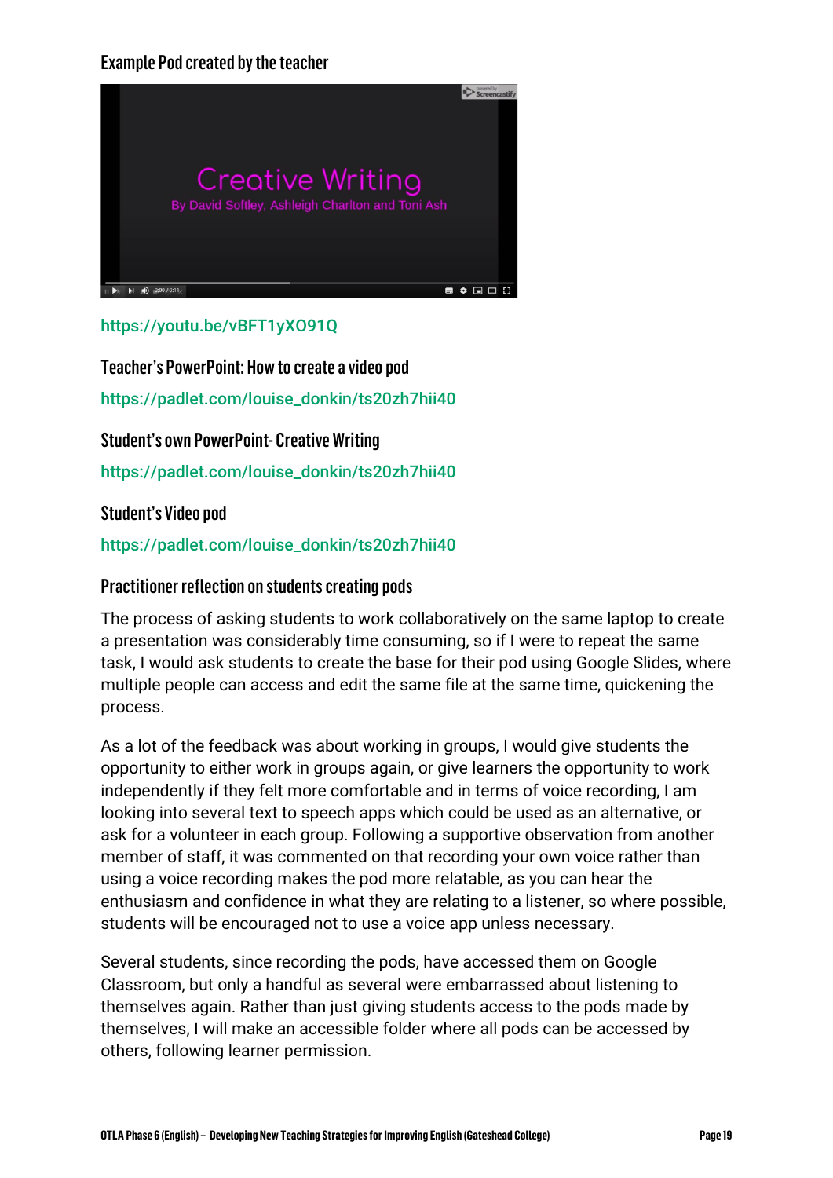### Example Pod created by the teacher

https://youtu.be/vBFT1yXO91Q

### Teacher's PowerPoint: How to create a video pod

https://padlet.com/louise_donkin/ts20zh7hii40

### Student's own PowerPoint- Creative Writing

https://padlet.com/louise_donkin/ts20zh7hii40

### Student's Video pod

https://padlet.com/louise_donkin/ts20zh7hii40

### Practitioner reflection on students creating pods

The process of asking students to work collaboratively on the same laptop to create a presentation was considerably time consuming, so if I were to repeat the same task, I would ask students to create the base for their pod using Google Slides, where multiple people can access and edit the same file at the same time, quickening the process.

As a lot of the feedback was about working in groups, I would give students the opportunity to either work in groups again, or give learners the opportunity to work independently if they felt more comfortable and in terms of voice recording, I am looking into several text to speech apps which could be used as an alternative, or ask for a volunteer in each group. Following a supportive observation from another member of staff, it was commented on that recording your own voice rather than using a voice recording makes the pod more relatable, as you can hear the enthusiasm and confidence in what they are relating to a listener, so where possible, students will be encouraged not to use a voice app unless necessary.

Several students, since recording the pods, have accessed them on Google Classroom, but only a handful as several were embarrassed about listening to themselves again. Rather than just giving students access to the pods made by themselves, I will make an accessible folder where all pods can be accessed by others, following learner permission.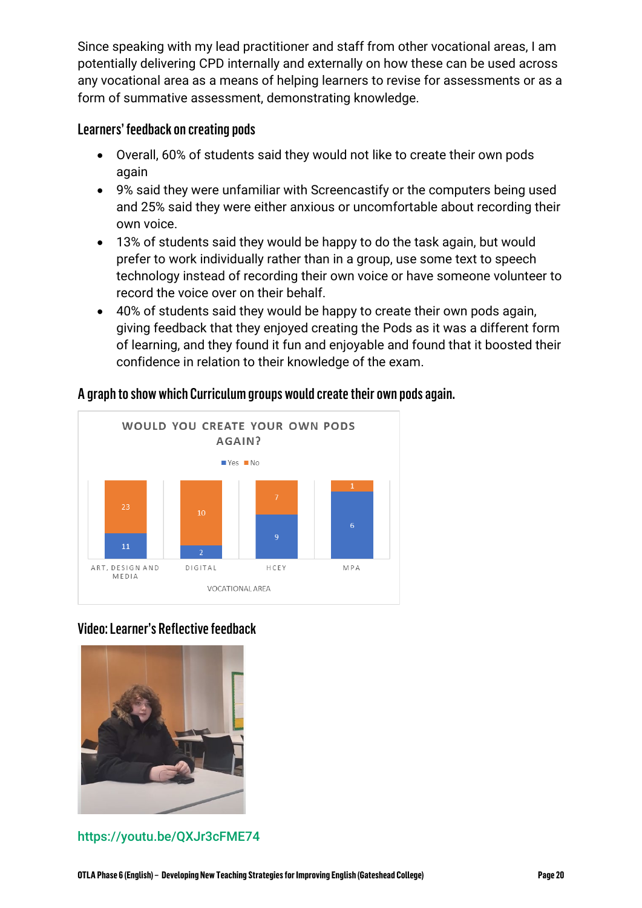Since speaking with my lead practitioner and staff from other vocational areas, I am potentially delivering CPD internally and externally on how these can be used across any vocational area as a means of helping learners to revise for assessments or as a form of summative assessment, demonstrating knowledge.

### Learners' feedback on creating pods

- Overall, 60% of students said they would not like to create their own pods again
- 9% said they were unfamiliar with Screencastify or the computers being used and 25% said they were either anxious or uncomfortable about recording their own voice.
- 13% of students said they would be happy to do the task again, but would prefer to work individually rather than in a group, use some text to speech technology instead of recording their own voice or have someone volunteer to record the voice over on their behalf.
- 40% of students said they would be happy to create their own pods again, giving feedback that they enjoyed creating the Pods as it was a different form of learning, and they found it fun and enjoyable and found that it boosted their confidence in relation to their knowledge of the exam.

### A graph to show which Curriculum groups would create their own pods again.

WOULD YOU CREATE YOUR OWN PODS AGAIN?

Yes
No

ART, DESIGN AND MEDIA: 11, 23
DIGITAL: 2, 10
HCEY: 9, 7
MPA: 6, 1

VOCATIONAL AREA

### Video: Learner's Reflective feedback

https://youtu.be/QXJr3cFME74